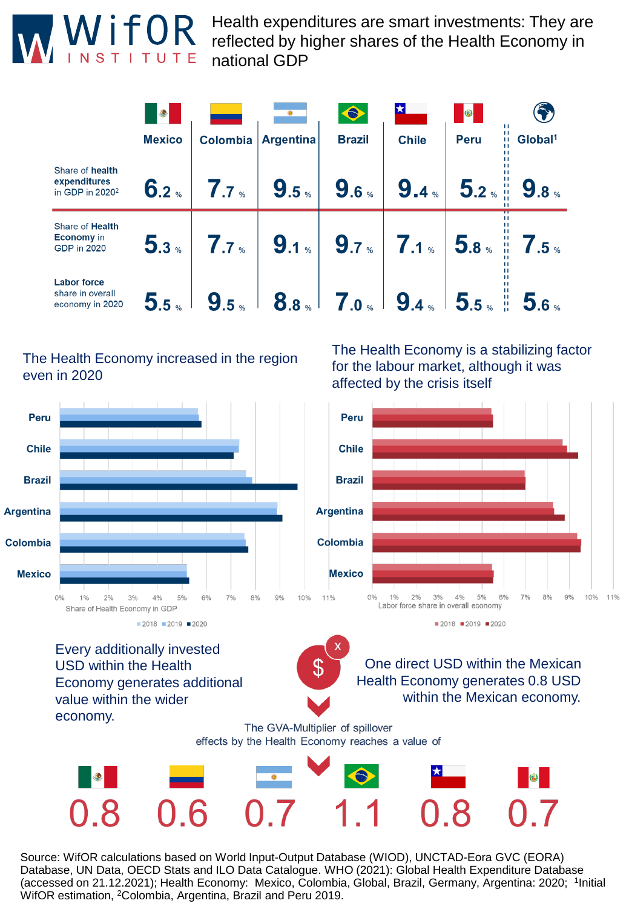# WifOR INSTITUTE

## Health expenditures are smart investments: They are reflected by higher shares of the Health Economy in national GDP

| | Mexico | Colombia | Argentina | Brazil | Chile | Peru | Global[1] |
|---|---|---|---|---|---|---|---|
| Share of **health expenditures** in GDP in 2020[2] | 6.2 % | 7.7 % | 9.5 % | 9.6 % | 9.4 % | 5.2 % | 9.8 % |
| Share of **Health Economy** in GDP in 2020 | 5.3 % | 7.7 % | 9.1 % | 9.7 % | 7.1 % | 5.8 % | 7.5 % |
| **Labor force** share in overall economy in 2020 | 5.5 % | 9.5 % | 8.8 % | 7.0 % | 9.4 % | 5.5 % | 5.6 % |

### The Health Economy increased in the region even in 2020

Share of Health Economy in GDP (2018, 2019, 2020): Peru, Chile, Brazil, Argentina, Colombia, Mexico

### The Health Economy is a stabilizing factor for the labour market, although it was affected by the crisis itself

Labor force share in overall economy (2018, 2019, 2020): Peru, Chile, Brazil, Argentina, Colombia, Mexico

Every additionally invested USD within the Health Economy generates additional value within the wider economy.

One direct USD within the Mexican Health Economy generates 0.8 USD within the Mexican economy.

The GVA-Multiplier of spillover effects by the Health Economy reaches a value of

| Mexico | Colombia | Argentina | Brazil | Chile | Peru |
|---|---|---|---|---|---|
| 0.8 | 0.6 | 0.7 | 1.1 | 0.8 | 0.7 |

Source: WifOR calculations based on World Input-Output Database (WIOD), UNCTAD-Eora GVC (EORA) Database, UN Data, OECD Stats and ILO Data Catalogue. WHO (2021): Global Health Expenditure Database (accessed on 21.12.2021); Health Economy: Mexico, Colombia, Global, Brazil, Germany, Argentina: 2020; [1]Initial WifOR estimation, [2]Colombia, Argentina, Brazil and Peru 2019.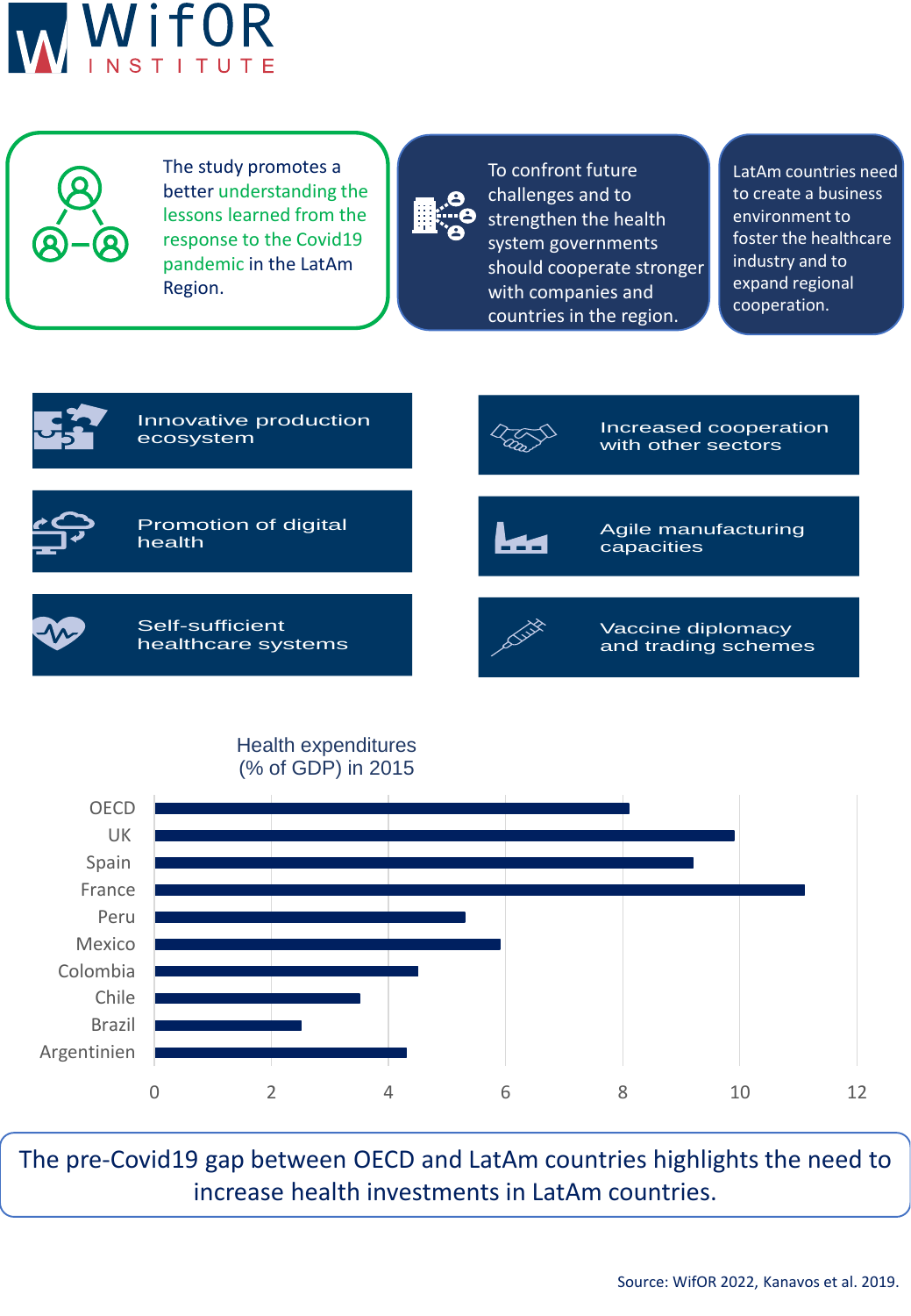The study promotes a better understanding the lessons learned from the response to the Covid19 pandemic in the LatAm Region.

To confront future challenges and to strengthen the health system governments should cooperate stronger with companies and countries in the region.

LatAm countries need to create a business environment to foster the healthcare industry and to expand regional cooperation.

- Innovative production ecosystem
- Increased cooperation with other sectors
- Promotion of digital health
- Agile manufacturing capacities
- Self-sufficient healthcare systems
- Vaccine diplomacy and trading schemes

**Health expenditures (% of GDP) in 2015**

| Country | Health expenditures (% of GDP) |
|---|---|
| OECD | ~8.1 |
| UK | ~9.9 |
| Spain | ~9.2 |
| France | ~11.1 |
| Peru | ~5.3 |
| Mexico | ~5.9 |
| Colombia | ~4.5 |
| Chile | ~3.5 |
| Brazil | ~2.5 |
| Argentinien | ~4.3 |

The pre-Covid19 gap between OECD and LatAm countries highlights the need to increase health investments in LatAm countries.

Source: WifOR 2022, Kanavos et al. 2019.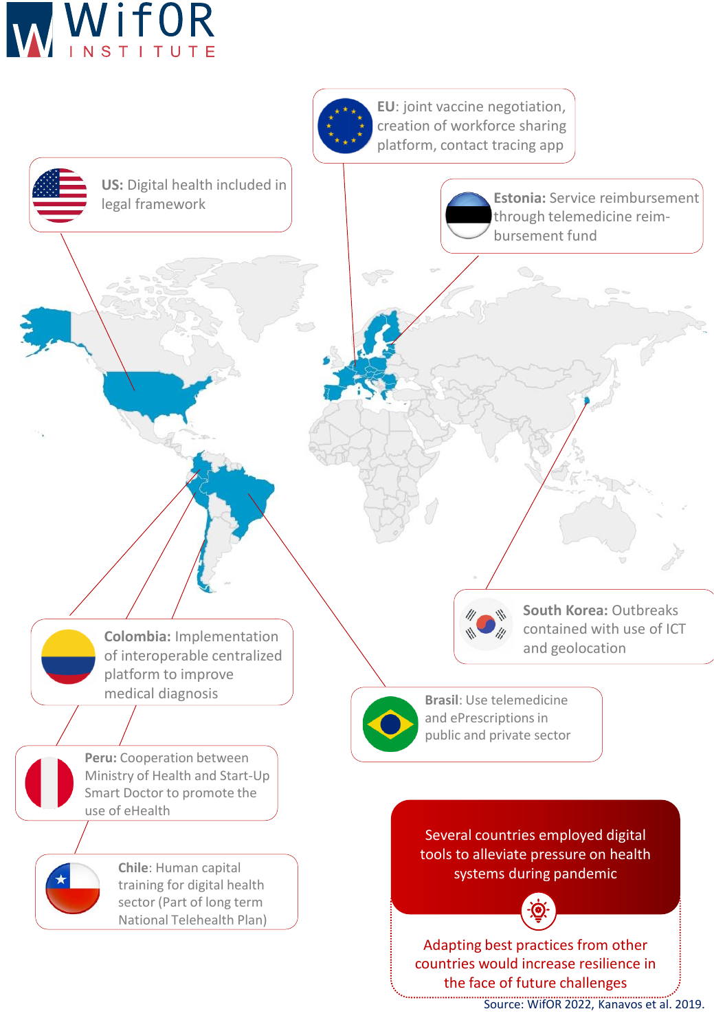**EU**: joint vaccine negotiation, creation of workforce sharing platform, contact tracing app

**US:** Digital health included in legal framework

**Estonia:** Service reimbursement through telemedicine reimbursement fund

**South Korea:** Outbreaks contained with use of ICT and geolocation

**Colombia:** Implementation of interoperable centralized platform to improve medical diagnosis

**Brasil**: Use telemedicine and ePrescriptions in public and private sector

**Peru:** Cooperation between Ministry of Health and Start-Up Smart Doctor to promote the use of eHealth

**Chile**: Human capital training for digital health sector (Part of long term National Telehealth Plan)

Several countries employed digital tools to alleviate pressure on health systems during pandemic

Adapting best practices from other countries would increase resilience in the face of future challenges

Source: WifOR 2022, Kanavos et al. 2019.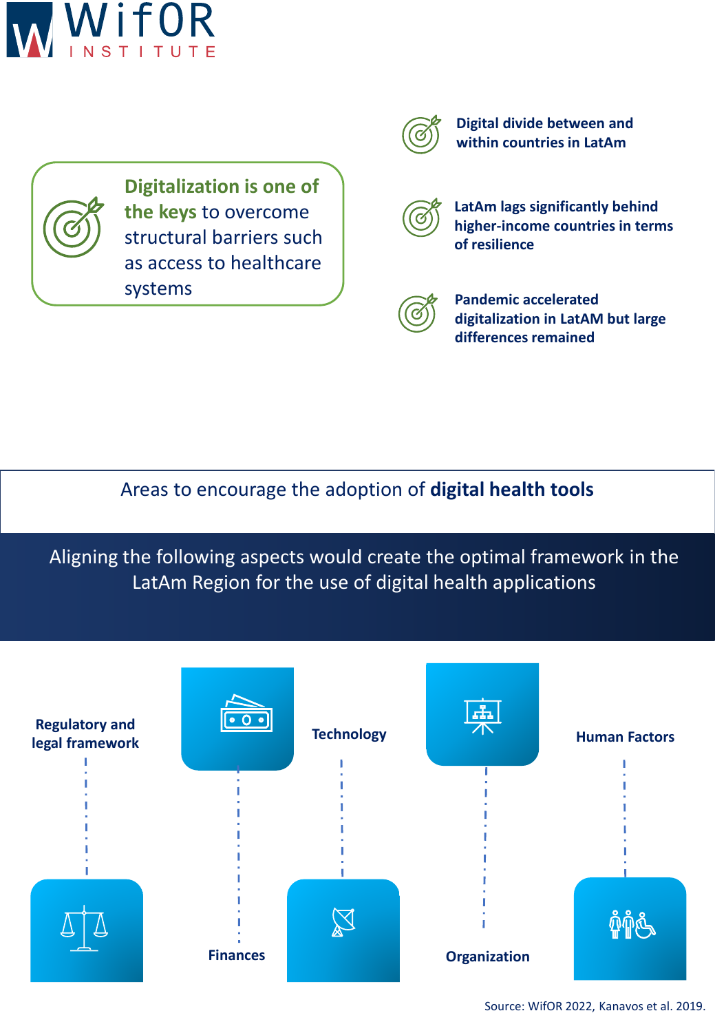WifOR INSTITUTE

**Digitalization is one of the keys** to overcome structural barriers such as access to healthcare systems

- **Digital divide between and within countries in LatAm**
- **LatAm lags significantly behind higher-income countries in terms of resilience**
- **Pandemic accelerated digitalization in LatAM but large differences remained**

## Areas to encourage the adoption of **digital health tools**

Aligning the following aspects would create the optimal framework in the LatAm Region for the use of digital health applications

- **Regulatory and legal framework**
- **Finances**
- **Technology**
- **Organization**
- **Human Factors**

Source: WifOR 2022, Kanavos et al. 2019.